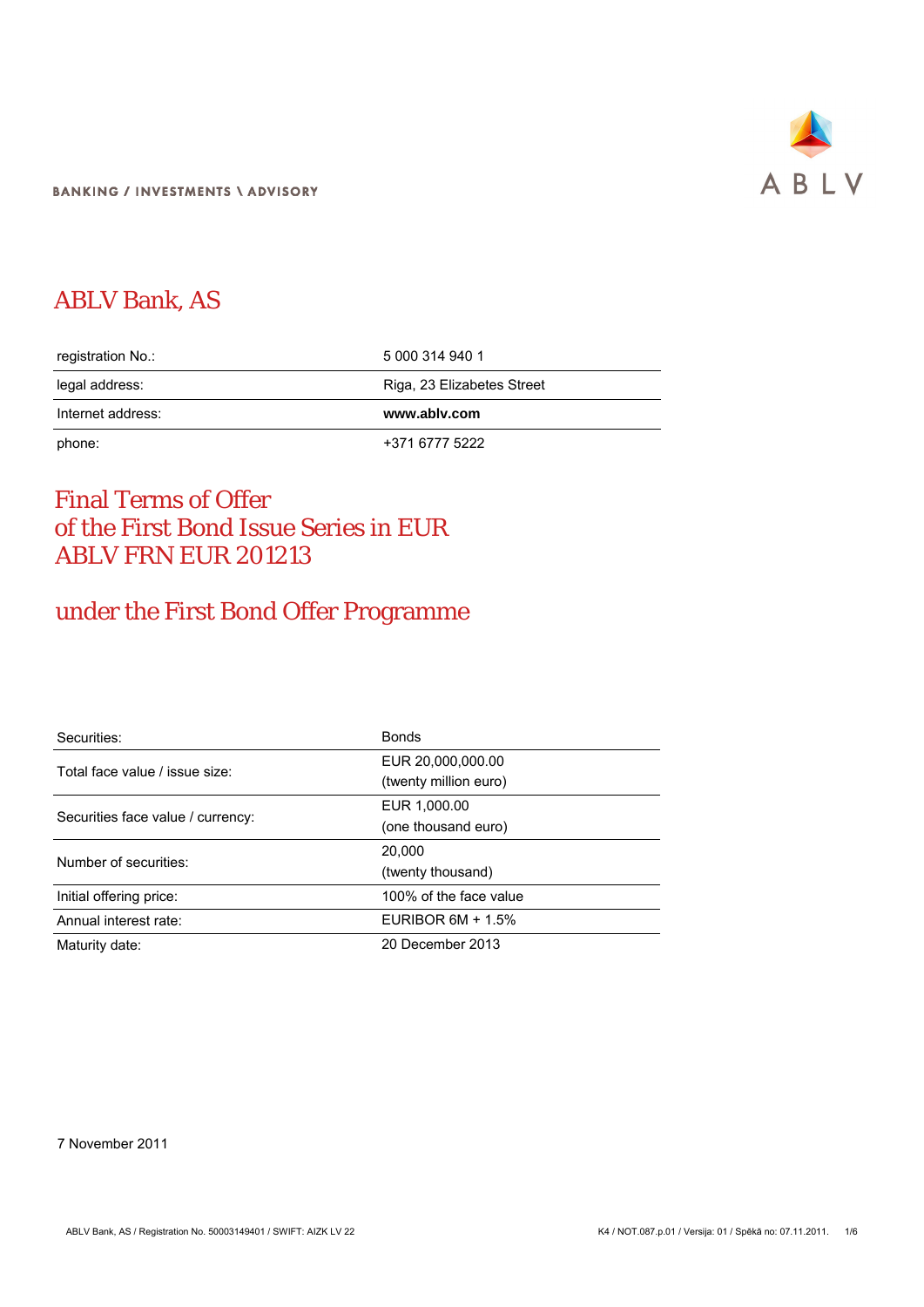BANKING / INVESTMENTS \ ADVISORY

# ABLV Bank, AS

| | |
|---|---|
| registration No.: | 5 000 314 940 1 |
| legal address: | Riga, 23 Elizabetes Street |
| Internet address: | **www.ablv.com** |
| phone: | +371 6777 5222 |

# Final Terms of Offer of the First Bond Issue Series in EUR ABLV FRN EUR 201213

## under the First Bond Offer Programme

| | |
|---|---|
| Securities: | Bonds |
| Total face value / issue size: | EUR 20,000,000.00 (twenty million euro) |
| Securities face value / currency: | EUR 1,000.00 (one thousand euro) |
| Number of securities: | 20,000 (twenty thousand) |
| Initial offering price: | 100% of the face value |
| Annual interest rate: | EURIBOR 6M + 1.5% |
| Maturity date: | 20 December 2013 |

7 November 2011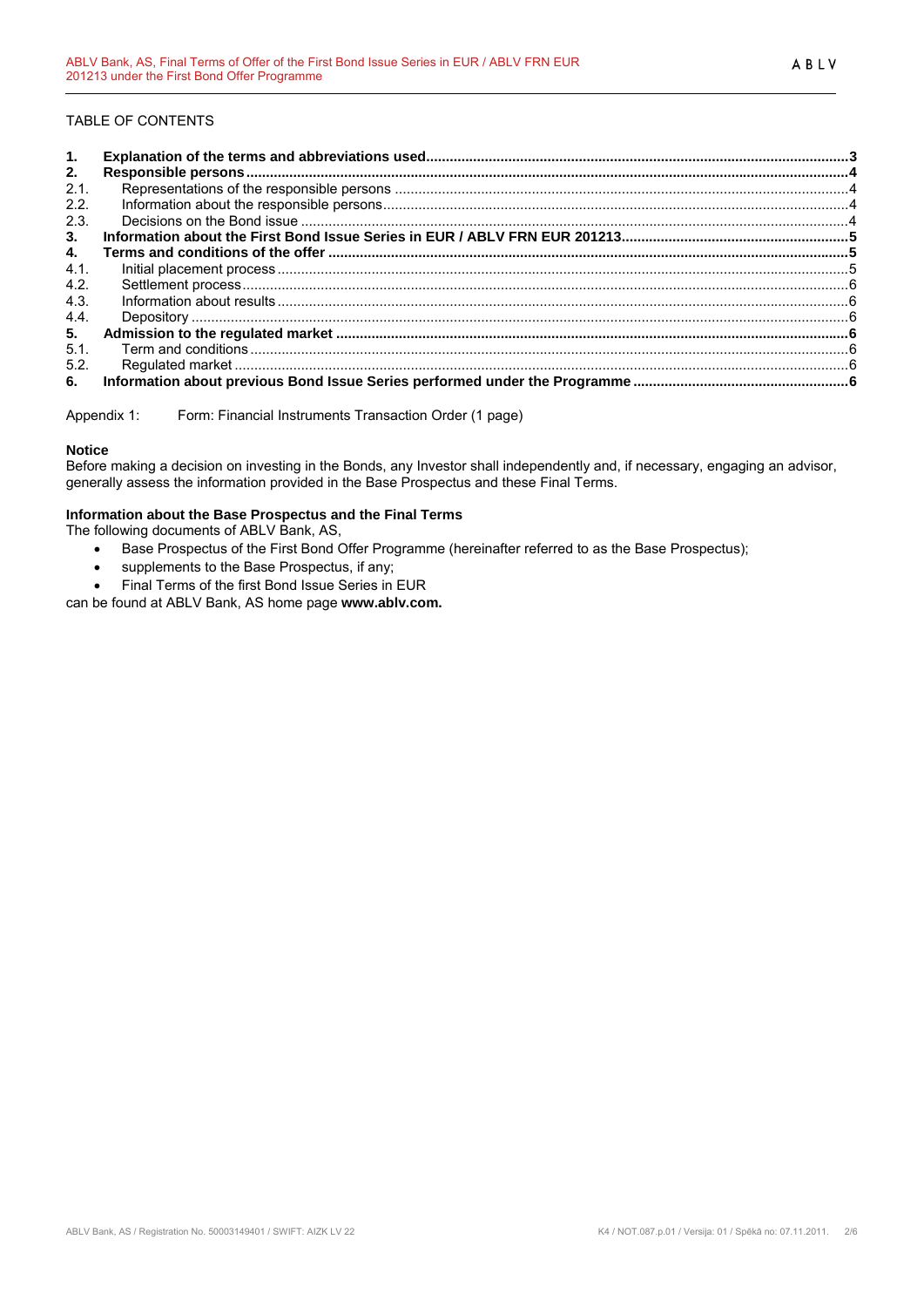TABLE OF CONTENTS

| | | |
|---|---|---|
| **1.** | **Explanation of the terms and abbreviations used** | **3** |
| **2.** | **Responsible persons** | **4** |
| 2.1. | Representations of the responsible persons | 4 |
| 2.2. | Information about the responsible persons | 4 |
| 2.3. | Decisions on the Bond issue | 4 |
| **3.** | **Information about the First Bond Issue Series in EUR / ABLV FRN EUR 201213** | **5** |
| **4.** | **Terms and conditions of the offer** | **5** |
| 4.1. | Initial placement process | 5 |
| 4.2. | Settlement process | 6 |
| 4.3. | Information about results | 6 |
| 4.4. | Depository | 6 |
| **5.** | **Admission to the regulated market** | **6** |
| 5.1. | Term and conditions | 6 |
| 5.2. | Regulated market | 6 |
| **6.** | **Information about previous Bond Issue Series performed under the Programme** | **6** |

Appendix 1: Form: Financial Instruments Transaction Order (1 page)

**Notice**

Before making a decision on investing in the Bonds, any Investor shall independently and, if necessary, engaging an advisor, generally assess the information provided in the Base Prospectus and these Final Terms.

**Information about the Base Prospectus and the Final Terms**

The following documents of ABLV Bank, AS,

- Base Prospectus of the First Bond Offer Programme (hereinafter referred to as the Base Prospectus);
- supplements to the Base Prospectus, if any;
- Final Terms of the first Bond Issue Series in EUR

can be found at ABLV Bank, AS home page **www.ablv.com.**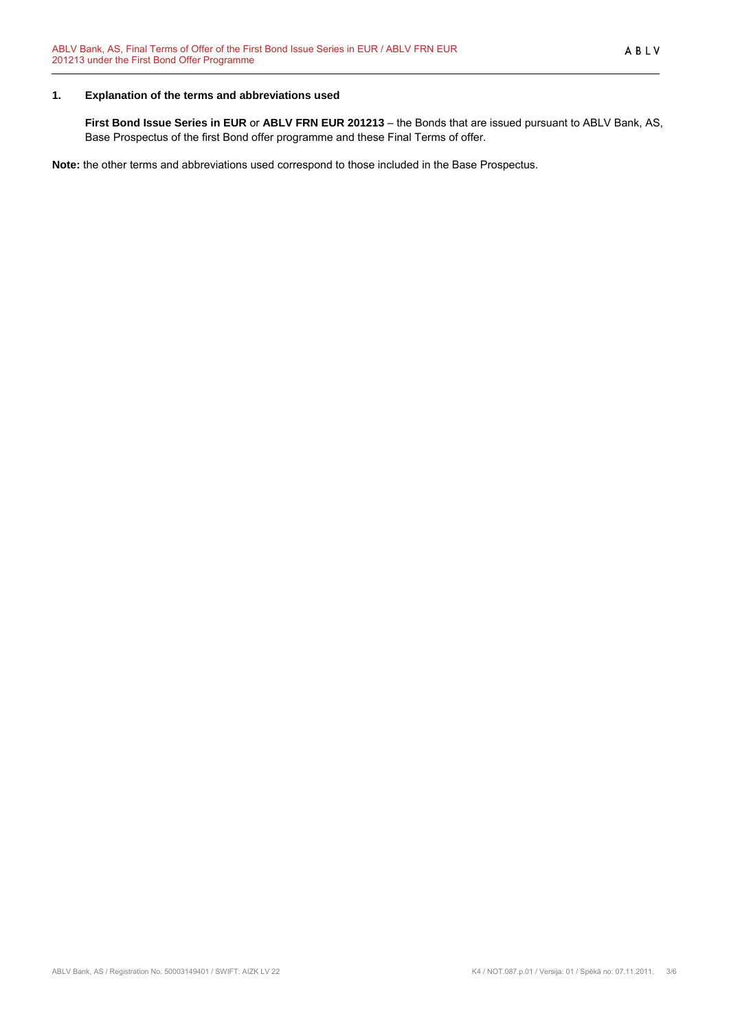## 1. Explanation of the terms and abbreviations used

**First Bond Issue Series in EUR** or **ABLV FRN EUR 201213** – the Bonds that are issued pursuant to ABLV Bank, AS, Base Prospectus of the first Bond offer programme and these Final Terms of offer.

**Note:** the other terms and abbreviations used correspond to those included in the Base Prospectus.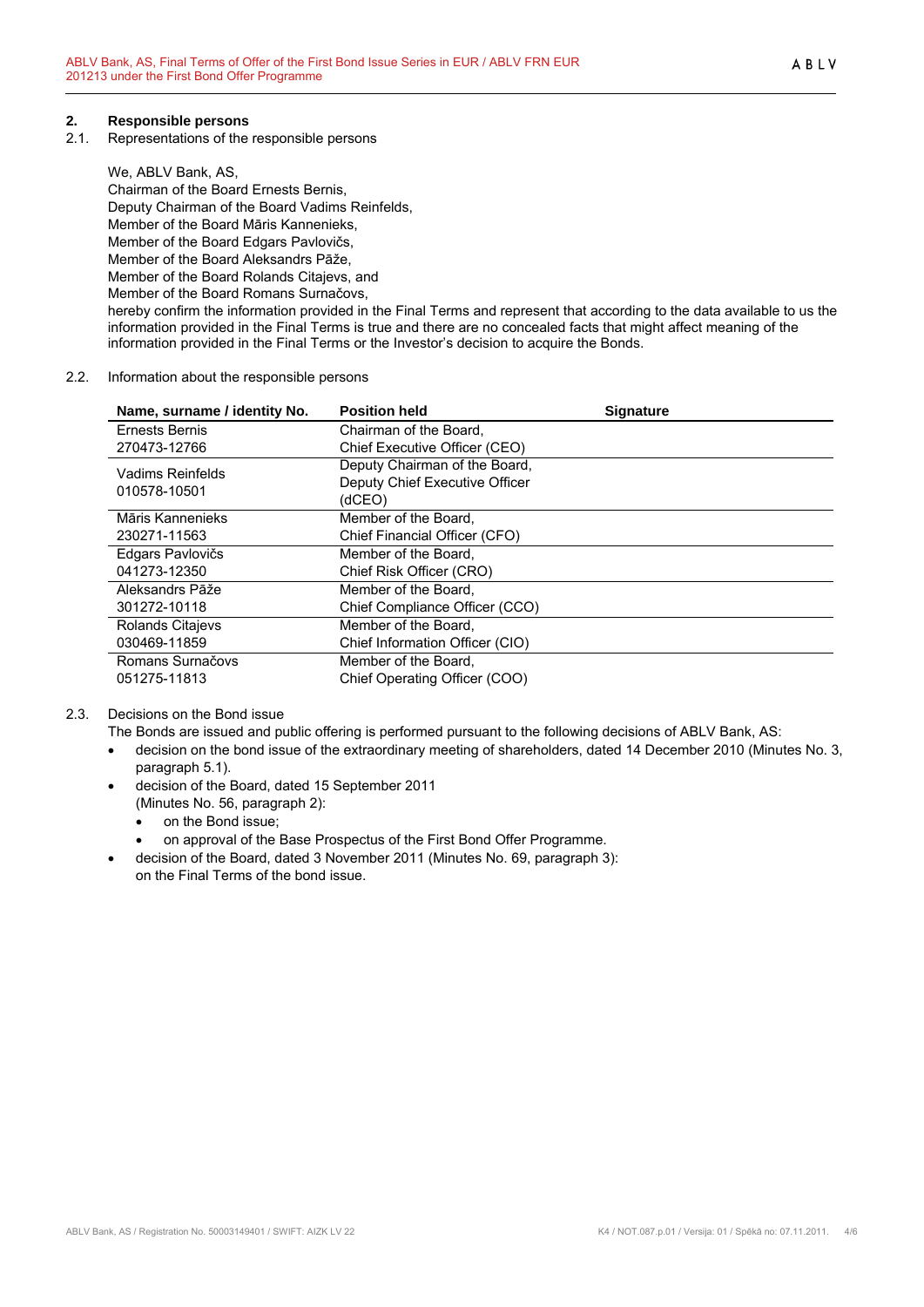## 2. Responsible persons

2.1. Representations of the responsible persons

We, ABLV Bank, AS,
Chairman of the Board Ernests Bernis,
Deputy Chairman of the Board Vadims Reinfelds,
Member of the Board Māris Kannenieks,
Member of the Board Edgars Pavlovičs,
Member of the Board Aleksandrs Pāže,
Member of the Board Rolands Citajevs, and
Member of the Board Romans Surnačovs,
hereby confirm the information provided in the Final Terms and represent that according to the data available to us the information provided in the Final Terms is true and there are no concealed facts that might affect meaning of the information provided in the Final Terms or the Investor's decision to acquire the Bonds.

2.2. Information about the responsible persons

| Name, surname / identity No. | Position held | Signature |
|---|---|---|
| Ernests Bernis<br>270473-12766 | Chairman of the Board,<br>Chief Executive Officer (CEO) | |
| Vadims Reinfelds<br>010578-10501 | Deputy Chairman of the Board,<br>Deputy Chief Executive Officer (dCEO) | |
| Māris Kannenieks<br>230271-11563 | Member of the Board,<br>Chief Financial Officer (CFO) | |
| Edgars Pavlovičs<br>041273-12350 | Member of the Board,<br>Chief Risk Officer (CRO) | |
| Aleksandrs Pāže<br>301272-10118 | Member of the Board,<br>Chief Compliance Officer (CCO) | |
| Rolands Citajevs<br>030469-11859 | Member of the Board,<br>Chief Information Officer (CIO) | |
| Romans Surnačovs<br>051275-11813 | Member of the Board,<br>Chief Operating Officer (COO) | |

2.3. Decisions on the Bond issue

The Bonds are issued and public offering is performed pursuant to the following decisions of ABLV Bank, AS:

- decision on the bond issue of the extraordinary meeting of shareholders, dated 14 December 2010 (Minutes No. 3, paragraph 5.1).
- decision of the Board, dated 15 September 2011 (Minutes No. 56, paragraph 2):
  - on the Bond issue;
  - on approval of the Base Prospectus of the First Bond Offer Programme.
- decision of the Board, dated 3 November 2011 (Minutes No. 69, paragraph 3): on the Final Terms of the bond issue.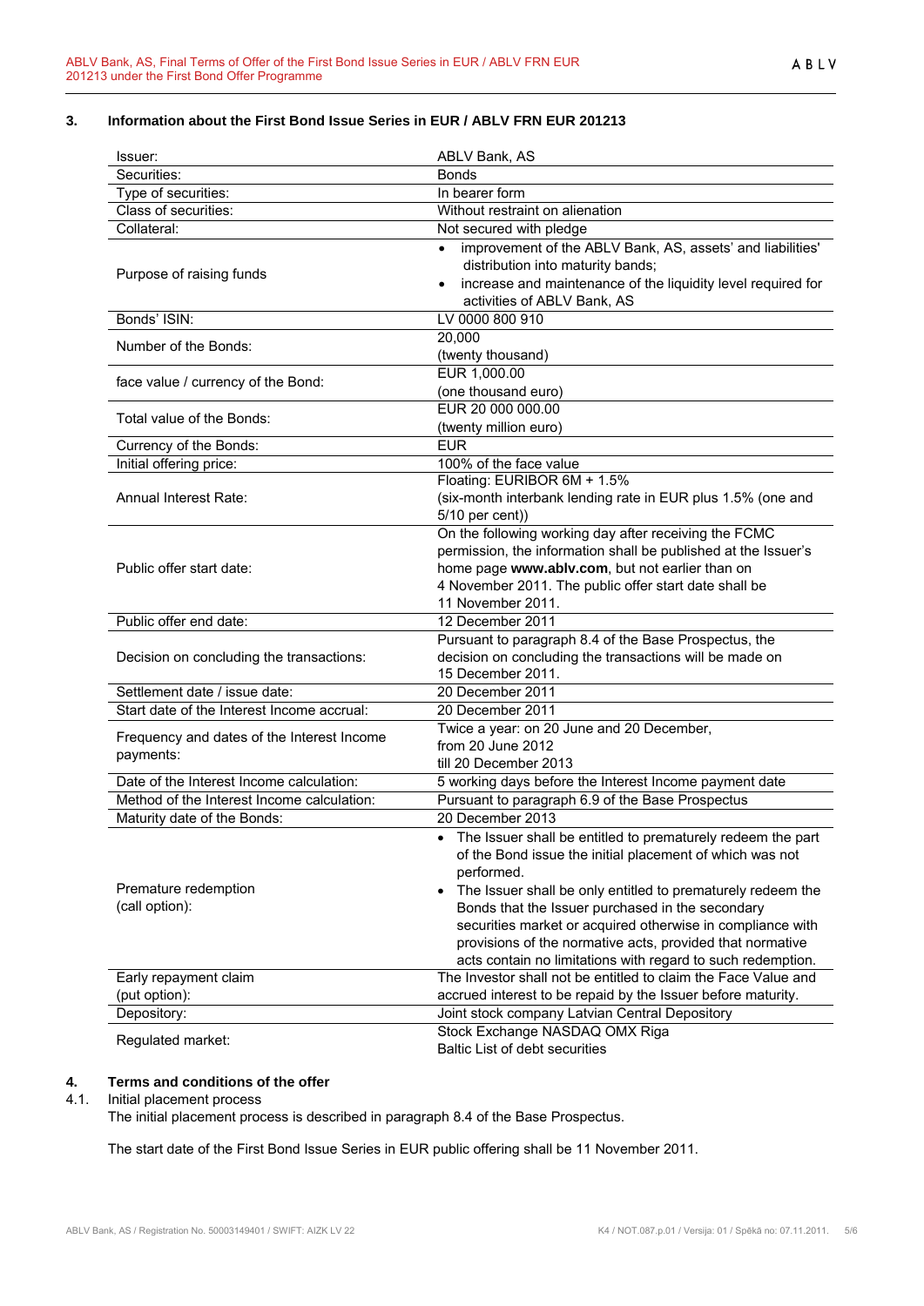## 3. Information about the First Bond Issue Series in EUR / ABLV FRN EUR 201213

| | |
|---|---|
| Issuer: | ABLV Bank, AS |
| Securities: | Bonds |
| Type of securities: | In bearer form |
| Class of securities: | Without restraint on alienation |
| Collateral: | Not secured with pledge |
| Purpose of raising funds | • improvement of the ABLV Bank, AS, assets' and liabilities' distribution into maturity bands;<br>• increase and maintenance of the liquidity level required for activities of ABLV Bank, AS |
| Bonds' ISIN: | LV 0000 800 910 |
| Number of the Bonds: | 20,000<br>(twenty thousand) |
| face value / currency of the Bond: | EUR 1,000.00<br>(one thousand euro) |
| Total value of the Bonds: | EUR 20 000 000.00<br>(twenty million euro) |
| Currency of the Bonds: | EUR |
| Initial offering price: | 100% of the face value |
| Annual Interest Rate: | Floating: EURIBOR 6M + 1.5%<br>(six-month interbank lending rate in EUR plus 1.5% (one and 5/10 per cent)) |
| Public offer start date: | On the following working day after receiving the FCMC permission, the information shall be published at the Issuer's home page **www.ablv.com**, but not earlier than on 4 November 2011. The public offer start date shall be 11 November 2011. |
| Public offer end date: | 12 December 2011 |
| Decision on concluding the transactions: | Pursuant to paragraph 8.4 of the Base Prospectus, the decision on concluding the transactions will be made on 15 December 2011. |
| Settlement date / issue date: | 20 December 2011 |
| Start date of the Interest Income accrual: | 20 December 2011 |
| Frequency and dates of the Interest Income payments: | Twice a year: on 20 June and 20 December, from 20 June 2012 till 20 December 2013 |
| Date of the Interest Income calculation: | 5 working days before the Interest Income payment date |
| Method of the Interest Income calculation: | Pursuant to paragraph 6.9 of the Base Prospectus |
| Maturity date of the Bonds: | 20 December 2013 |
| Premature redemption<br>(call option): | • The Issuer shall be entitled to prematurely redeem the part of the Bond issue the initial placement of which was not performed.<br>• The Issuer shall be only entitled to prematurely redeem the Bonds that the Issuer purchased in the secondary securities market or acquired otherwise in compliance with provisions of the normative acts, provided that normative acts contain no limitations with regard to such redemption. |
| Early repayment claim<br>(put option): | The Investor shall not be entitled to claim the Face Value and accrued interest to be repaid by the Issuer before maturity. |
| Depository: | Joint stock company Latvian Central Depository |
| Regulated market: | Stock Exchange NASDAQ OMX Riga<br>Baltic List of debt securities |

## 4. Terms and conditions of the offer

4.1. Initial placement process

The initial placement process is described in paragraph 8.4 of the Base Prospectus.

The start date of the First Bond Issue Series in EUR public offering shall be 11 November 2011.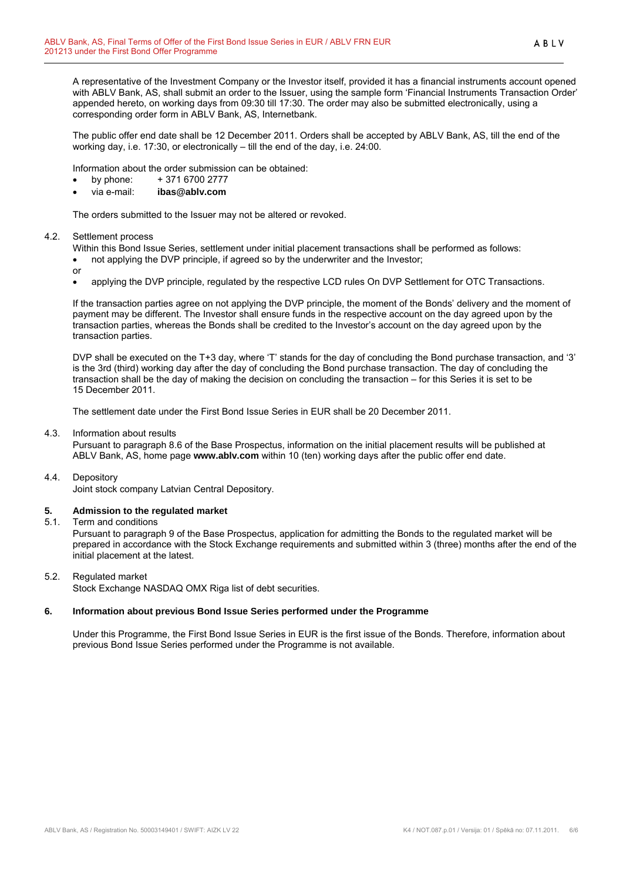A representative of the Investment Company or the Investor itself, provided it has a financial instruments account opened with ABLV Bank, AS, shall submit an order to the Issuer, using the sample form 'Financial Instruments Transaction Order' appended hereto, on working days from 09:30 till 17:30. The order may also be submitted electronically, using a corresponding order form in ABLV Bank, AS, Internetbank.

The public offer end date shall be 12 December 2011. Orders shall be accepted by ABLV Bank, AS, till the end of the working day, i.e. 17:30, or electronically – till the end of the day, i.e. 24:00.

Information about the order submission can be obtained:

- by phone: + 371 6700 2777
- via e-mail: **ibas@ablv.com**

The orders submitted to the Issuer may not be altered or revoked.

4.2. Settlement process

Within this Bond Issue Series, settlement under initial placement transactions shall be performed as follows:

- not applying the DVP principle, if agreed so by the underwriter and the Investor;

or

- applying the DVP principle, regulated by the respective LCD rules On DVP Settlement for OTC Transactions.

If the transaction parties agree on not applying the DVP principle, the moment of the Bonds' delivery and the moment of payment may be different. The Investor shall ensure funds in the respective account on the day agreed upon by the transaction parties, whereas the Bonds shall be credited to the Investor's account on the day agreed upon by the transaction parties.

DVP shall be executed on the T+3 day, where 'T' stands for the day of concluding the Bond purchase transaction, and '3' is the 3rd (third) working day after the day of concluding the Bond purchase transaction. The day of concluding the transaction shall be the day of making the decision on concluding the transaction – for this Series it is set to be 15 December 2011.

The settlement date under the First Bond Issue Series in EUR shall be 20 December 2011.

4.3. Information about results

Pursuant to paragraph 8.6 of the Base Prospectus, information on the initial placement results will be published at ABLV Bank, AS, home page **www.ablv.com** within 10 (ten) working days after the public offer end date.

4.4. Depository

Joint stock company Latvian Central Depository.

## 5. Admission to the regulated market

5.1. Term and conditions

Pursuant to paragraph 9 of the Base Prospectus, application for admitting the Bonds to the regulated market will be prepared in accordance with the Stock Exchange requirements and submitted within 3 (three) months after the end of the initial placement at the latest.

5.2. Regulated market

Stock Exchange NASDAQ OMX Riga list of debt securities.

## 6. Information about previous Bond Issue Series performed under the Programme

Under this Programme, the First Bond Issue Series in EUR is the first issue of the Bonds. Therefore, information about previous Bond Issue Series performed under the Programme is not available.